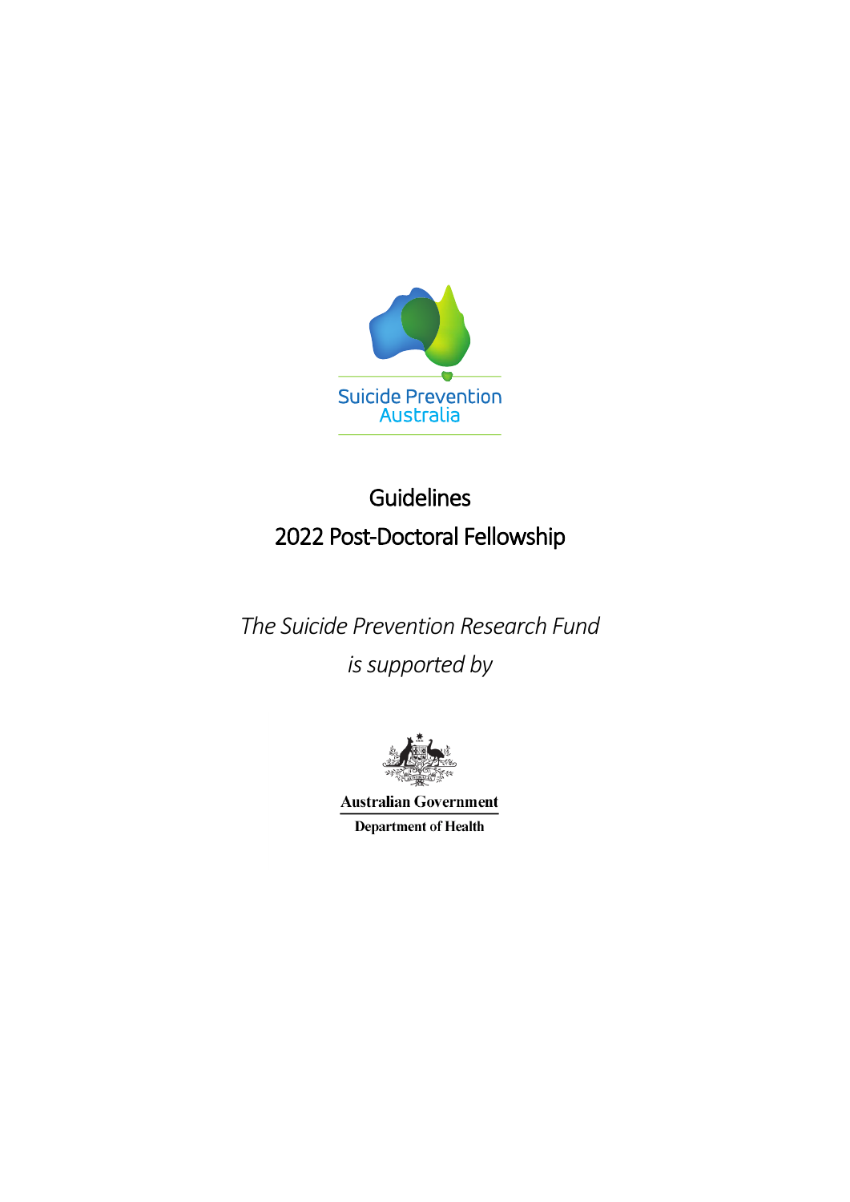Suicide Prevention Australia

# Guidelines

# 2022 Post-Doctoral Fellowship

*The Suicide Prevention Research Fund*

*is supported by*

**Australian Government**

**Department of Health**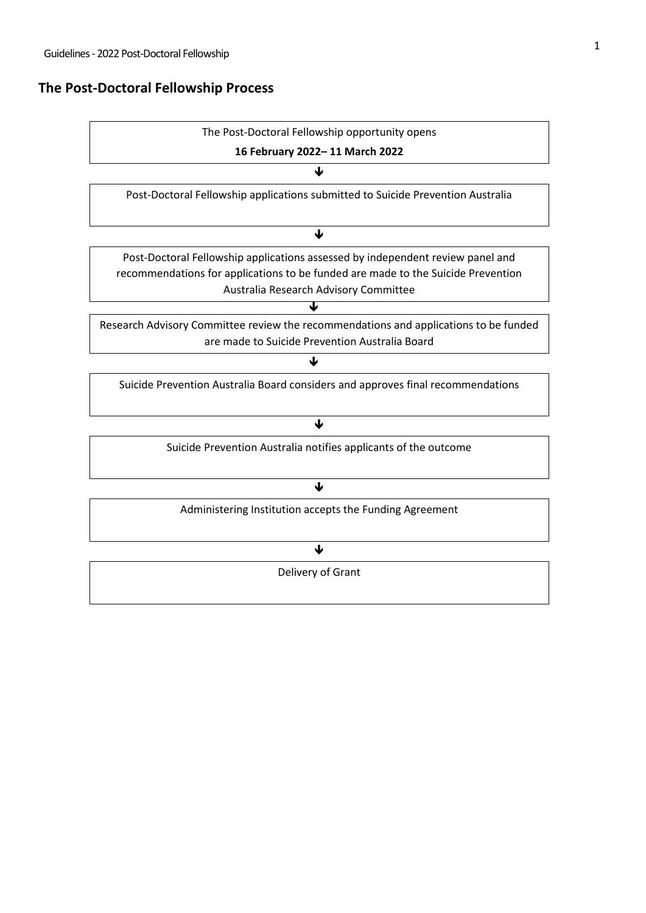## The Post-Doctoral Fellowship Process

The Post-Doctoral Fellowship opportunity opens

**16 February 2022– 11 March 2022**

↓

Post-Doctoral Fellowship applications submitted to Suicide Prevention Australia

↓

Post-Doctoral Fellowship applications assessed by independent review panel and recommendations for applications to be funded are made to the Suicide Prevention Australia Research Advisory Committee

↓

Research Advisory Committee review the recommendations and applications to be funded are made to Suicide Prevention Australia Board

↓

Suicide Prevention Australia Board considers and approves final recommendations

↓

Suicide Prevention Australia notifies applicants of the outcome

↓

Administering Institution accepts the Funding Agreement

↓

Delivery of Grant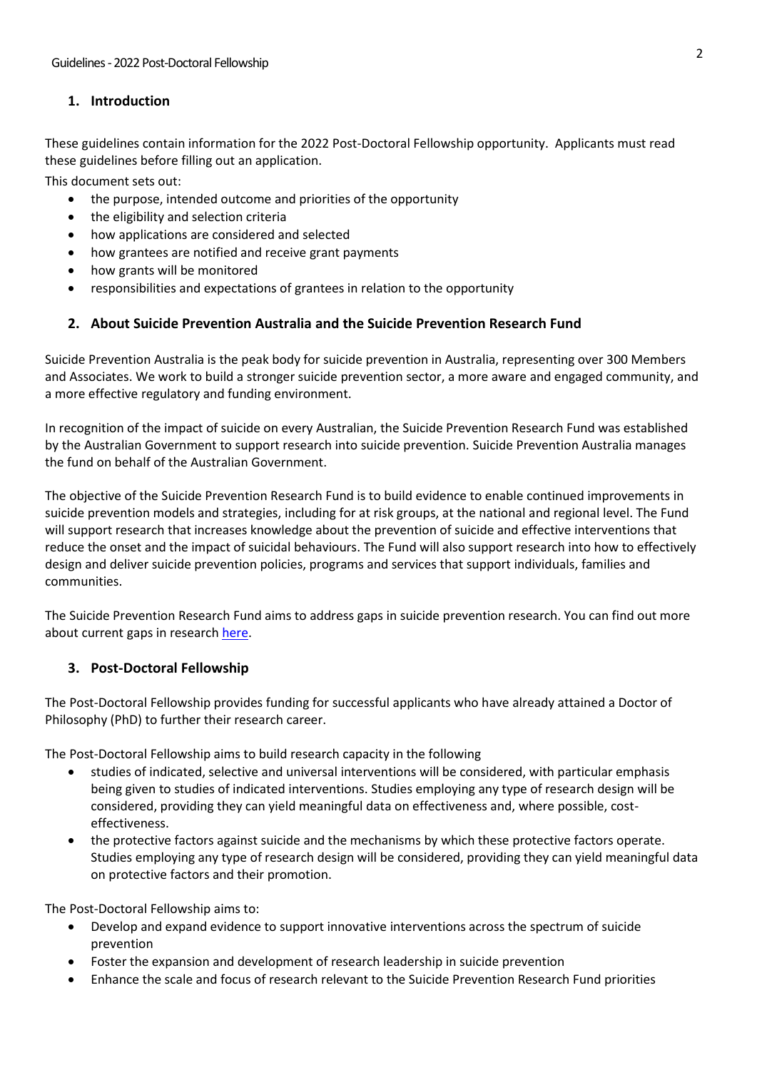## 1. Introduction

These guidelines contain information for the 2022 Post-Doctoral Fellowship opportunity. Applicants must read these guidelines before filling out an application.

This document sets out:

- the purpose, intended outcome and priorities of the opportunity
- the eligibility and selection criteria
- how applications are considered and selected
- how grantees are notified and receive grant payments
- how grants will be monitored
- responsibilities and expectations of grantees in relation to the opportunity

## 2. About Suicide Prevention Australia and the Suicide Prevention Research Fund

Suicide Prevention Australia is the peak body for suicide prevention in Australia, representing over 300 Members and Associates. We work to build a stronger suicide prevention sector, a more aware and engaged community, and a more effective regulatory and funding environment.

In recognition of the impact of suicide on every Australian, the Suicide Prevention Research Fund was established by the Australian Government to support research into suicide prevention. Suicide Prevention Australia manages the fund on behalf of the Australian Government.

The objective of the Suicide Prevention Research Fund is to build evidence to enable continued improvements in suicide prevention models and strategies, including for at risk groups, at the national and regional level. The Fund will support research that increases knowledge about the prevention of suicide and effective interventions that reduce the onset and the impact of suicidal behaviours. The Fund will also support research into how to effectively design and deliver suicide prevention policies, programs and services that support individuals, families and communities.

The Suicide Prevention Research Fund aims to address gaps in suicide prevention research. You can find out more about current gaps in research [here](here).

## 3. Post-Doctoral Fellowship

The Post-Doctoral Fellowship provides funding for successful applicants who have already attained a Doctor of Philosophy (PhD) to further their research career.

The Post-Doctoral Fellowship aims to build research capacity in the following

- studies of indicated, selective and universal interventions will be considered, with particular emphasis being given to studies of indicated interventions. Studies employing any type of research design will be considered, providing they can yield meaningful data on effectiveness and, where possible, cost-effectiveness.
- the protective factors against suicide and the mechanisms by which these protective factors operate. Studies employing any type of research design will be considered, providing they can yield meaningful data on protective factors and their promotion.

The Post-Doctoral Fellowship aims to:

- Develop and expand evidence to support innovative interventions across the spectrum of suicide prevention
- Foster the expansion and development of research leadership in suicide prevention
- Enhance the scale and focus of research relevant to the Suicide Prevention Research Fund priorities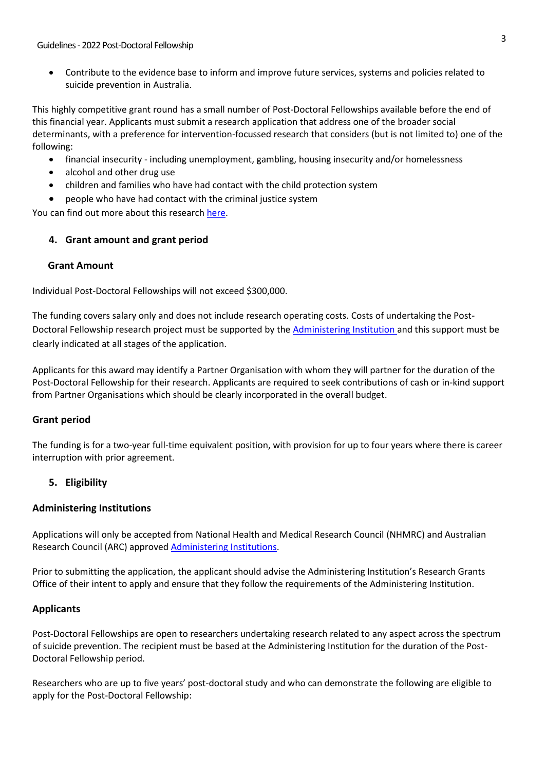- Contribute to the evidence base to inform and improve future services, systems and policies related to suicide prevention in Australia.

This highly competitive grant round has a small number of Post-Doctoral Fellowships available before the end of this financial year. Applicants must submit a research application that address one of the broader social determinants, with a preference for intervention-focussed research that considers (but is not limited to) one of the following:

- financial insecurity - including unemployment, gambling, housing insecurity and/or homelessness
- alcohol and other drug use
- children and families who have had contact with the child protection system
- people who have had contact with the criminal justice system

You can find out more about this research here.

## 4. Grant amount and grant period

### Grant Amount

Individual Post-Doctoral Fellowships will not exceed $300,000.

The funding covers salary only and does not include research operating costs. Costs of undertaking the Post-Doctoral Fellowship research project must be supported by the Administering Institution and this support must be clearly indicated at all stages of the application.

Applicants for this award may identify a Partner Organisation with whom they will partner for the duration of the Post-Doctoral Fellowship for their research. Applicants are required to seek contributions of cash or in-kind support from Partner Organisations which should be clearly incorporated in the overall budget.

### Grant period

The funding is for a two-year full-time equivalent position, with provision for up to four years where there is career interruption with prior agreement.

## 5. Eligibility

### Administering Institutions

Applications will only be accepted from National Health and Medical Research Council (NHMRC) and Australian Research Council (ARC) approved Administering Institutions.

Prior to submitting the application, the applicant should advise the Administering Institution's Research Grants Office of their intent to apply and ensure that they follow the requirements of the Administering Institution.

### Applicants

Post-Doctoral Fellowships are open to researchers undertaking research related to any aspect across the spectrum of suicide prevention. The recipient must be based at the Administering Institution for the duration of the Post-Doctoral Fellowship period.

Researchers who are up to five years' post-doctoral study and who can demonstrate the following are eligible to apply for the Post-Doctoral Fellowship: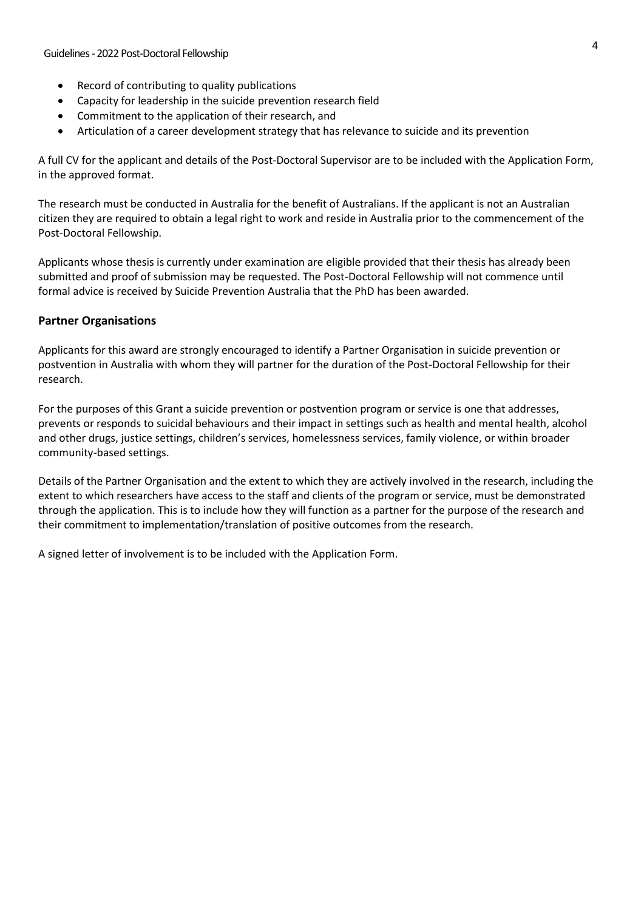- Record of contributing to quality publications
- Capacity for leadership in the suicide prevention research field
- Commitment to the application of their research, and
- Articulation of a career development strategy that has relevance to suicide and its prevention

A full CV for the applicant and details of the Post-Doctoral Supervisor are to be included with the Application Form, in the approved format.

The research must be conducted in Australia for the benefit of Australians. If the applicant is not an Australian citizen they are required to obtain a legal right to work and reside in Australia prior to the commencement of the Post-Doctoral Fellowship.

Applicants whose thesis is currently under examination are eligible provided that their thesis has already been submitted and proof of submission may be requested. The Post-Doctoral Fellowship will not commence until formal advice is received by Suicide Prevention Australia that the PhD has been awarded.

## Partner Organisations

Applicants for this award are strongly encouraged to identify a Partner Organisation in suicide prevention or postvention in Australia with whom they will partner for the duration of the Post-Doctoral Fellowship for their research.

For the purposes of this Grant a suicide prevention or postvention program or service is one that addresses, prevents or responds to suicidal behaviours and their impact in settings such as health and mental health, alcohol and other drugs, justice settings, children's services, homelessness services, family violence, or within broader community-based settings.

Details of the Partner Organisation and the extent to which they are actively involved in the research, including the extent to which researchers have access to the staff and clients of the program or service, must be demonstrated through the application. This is to include how they will function as a partner for the purpose of the research and their commitment to implementation/translation of positive outcomes from the research.

A signed letter of involvement is to be included with the Application Form.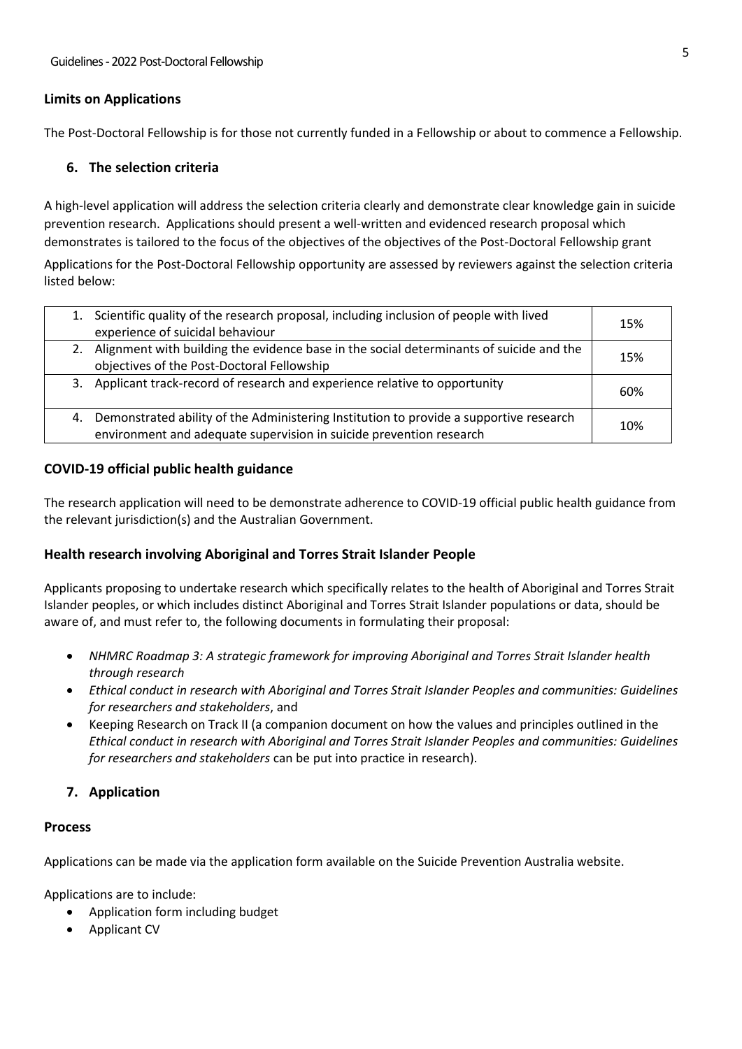**Limits on Applications**

The Post-Doctoral Fellowship is for those not currently funded in a Fellowship or about to commence a Fellowship.

## 6. The selection criteria

A high-level application will address the selection criteria clearly and demonstrate clear knowledge gain in suicide prevention research. Applications should present a well-written and evidenced research proposal which demonstrates is tailored to the focus of the objectives of the objectives of the Post-Doctoral Fellowship grant

Applications for the Post-Doctoral Fellowship opportunity are assessed by reviewers against the selection criteria listed below:

| Criteria | Weighting |
|---|---|
| 1. Scientific quality of the research proposal, including inclusion of people with lived experience of suicidal behaviour | 15% |
| 2. Alignment with building the evidence base in the social determinants of suicide and the objectives of the Post-Doctoral Fellowship | 15% |
| 3. Applicant track-record of research and experience relative to opportunity | 60% |
| 4. Demonstrated ability of the Administering Institution to provide a supportive research environment and adequate supervision in suicide prevention research | 10% |

**COVID-19 official public health guidance**

The research application will need to be demonstrate adherence to COVID-19 official public health guidance from the relevant jurisdiction(s) and the Australian Government.

**Health research involving Aboriginal and Torres Strait Islander People**

Applicants proposing to undertake research which specifically relates to the health of Aboriginal and Torres Strait Islander peoples, or which includes distinct Aboriginal and Torres Strait Islander populations or data, should be aware of, and must refer to, the following documents in formulating their proposal:

- *NHMRC Roadmap 3: A strategic framework for improving Aboriginal and Torres Strait Islander health through research*
- *Ethical conduct in research with Aboriginal and Torres Strait Islander Peoples and communities: Guidelines for researchers and stakeholders*, and
- Keeping Research on Track II (a companion document on how the values and principles outlined in the *Ethical conduct in research with Aboriginal and Torres Strait Islander Peoples and communities: Guidelines for researchers and stakeholders* can be put into practice in research).

## 7. Application

**Process**

Applications can be made via the application form available on the Suicide Prevention Australia website.

Applications are to include:

- Application form including budget
- Applicant CV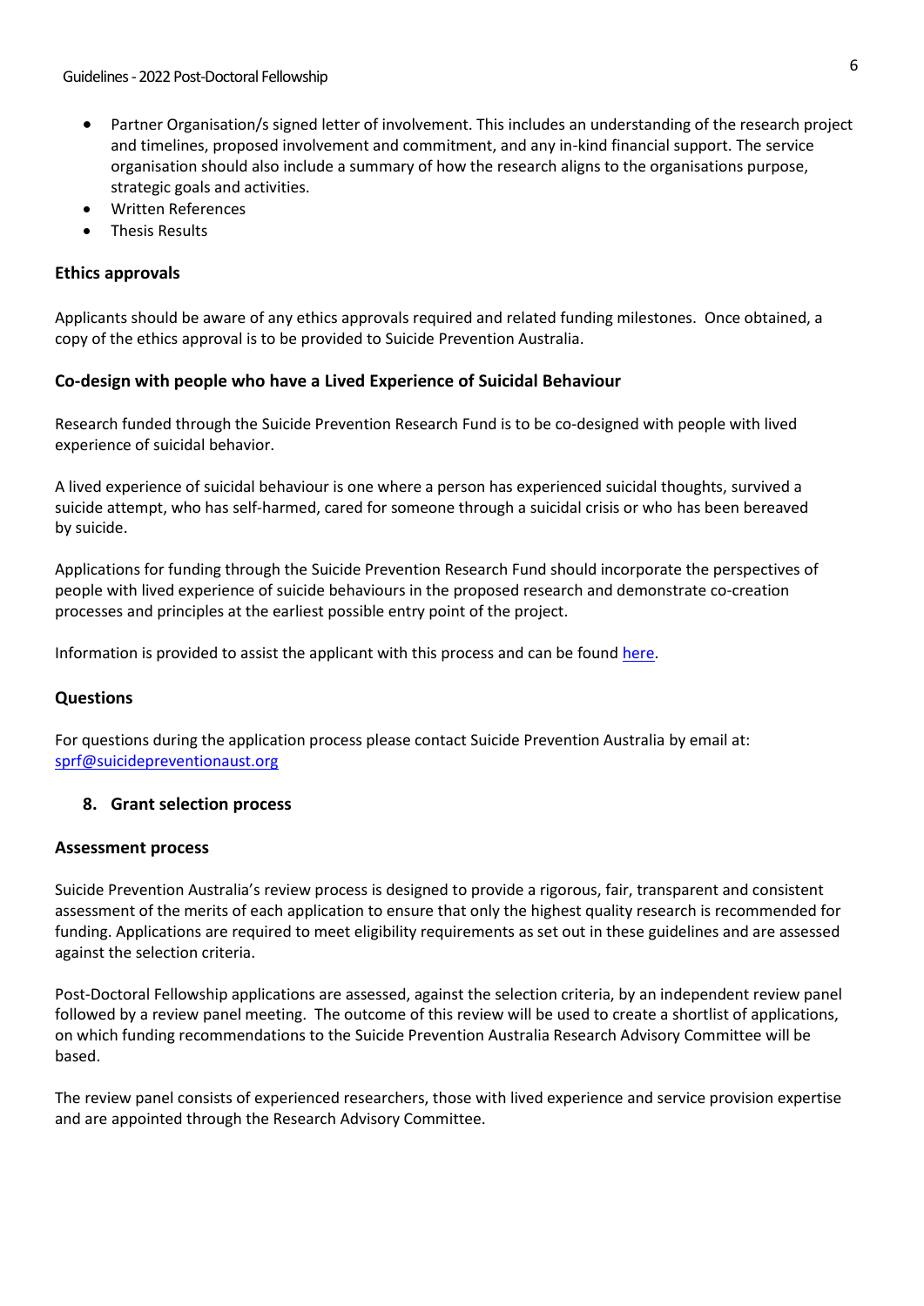- Partner Organisation/s signed letter of involvement. This includes an understanding of the research project and timelines, proposed involvement and commitment, and any in-kind financial support. The service organisation should also include a summary of how the research aligns to the organisations purpose, strategic goals and activities.
- Written References
- Thesis Results

### Ethics approvals

Applicants should be aware of any ethics approvals required and related funding milestones. Once obtained, a copy of the ethics approval is to be provided to Suicide Prevention Australia.

### Co-design with people who have a Lived Experience of Suicidal Behaviour

Research funded through the Suicide Prevention Research Fund is to be co-designed with people with lived experience of suicidal behavior.

A lived experience of suicidal behaviour is one where a person has experienced suicidal thoughts, survived a suicide attempt, who has self-harmed, cared for someone through a suicidal crisis or who has been bereaved by suicide.

Applications for funding through the Suicide Prevention Research Fund should incorporate the perspectives of people with lived experience of suicide behaviours in the proposed research and demonstrate co-creation processes and principles at the earliest possible entry point of the project.

Information is provided to assist the applicant with this process and can be found here.

### Questions

For questions during the application process please contact Suicide Prevention Australia by email at: sprf@suicidepreventionaust.org

## 8. Grant selection process

### Assessment process

Suicide Prevention Australia's review process is designed to provide a rigorous, fair, transparent and consistent assessment of the merits of each application to ensure that only the highest quality research is recommended for funding. Applications are required to meet eligibility requirements as set out in these guidelines and are assessed against the selection criteria.

Post-Doctoral Fellowship applications are assessed, against the selection criteria, by an independent review panel followed by a review panel meeting. The outcome of this review will be used to create a shortlist of applications, on which funding recommendations to the Suicide Prevention Australia Research Advisory Committee will be based.

The review panel consists of experienced researchers, those with lived experience and service provision expertise and are appointed through the Research Advisory Committee.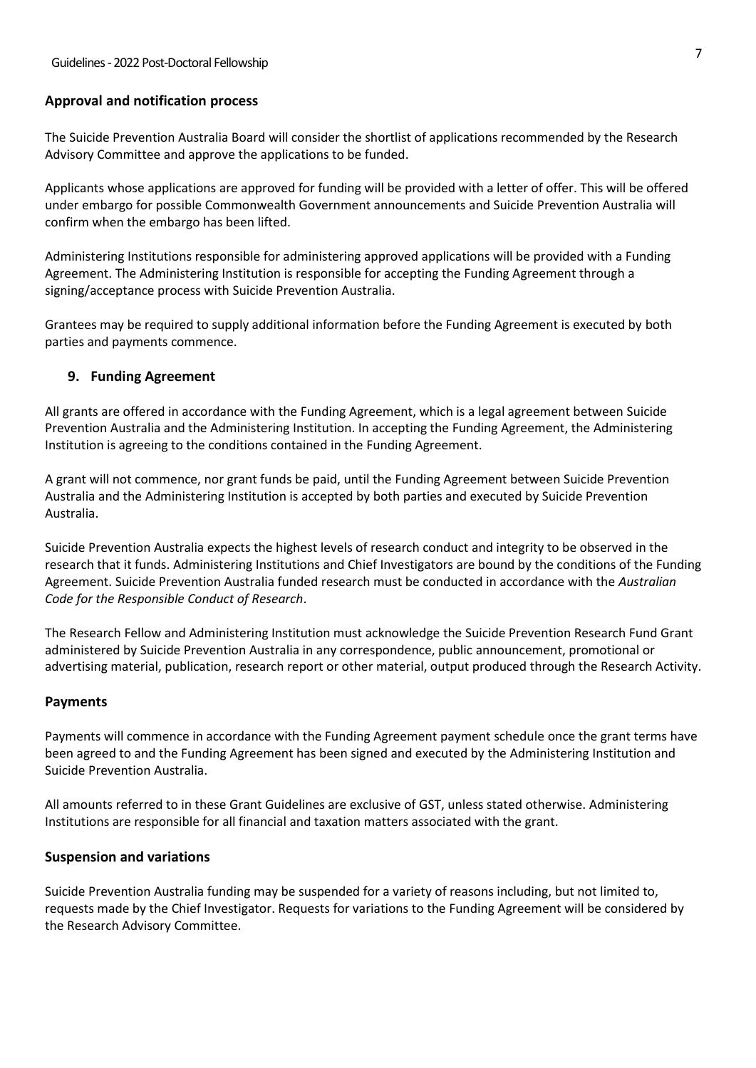### Approval and notification process

The Suicide Prevention Australia Board will consider the shortlist of applications recommended by the Research Advisory Committee and approve the applications to be funded.

Applicants whose applications are approved for funding will be provided with a letter of offer. This will be offered under embargo for possible Commonwealth Government announcements and Suicide Prevention Australia will confirm when the embargo has been lifted.

Administering Institutions responsible for administering approved applications will be provided with a Funding Agreement. The Administering Institution is responsible for accepting the Funding Agreement through a signing/acceptance process with Suicide Prevention Australia.

Grantees may be required to supply additional information before the Funding Agreement is executed by both parties and payments commence.

## 9. Funding Agreement

All grants are offered in accordance with the Funding Agreement, which is a legal agreement between Suicide Prevention Australia and the Administering Institution. In accepting the Funding Agreement, the Administering Institution is agreeing to the conditions contained in the Funding Agreement.

A grant will not commence, nor grant funds be paid, until the Funding Agreement between Suicide Prevention Australia and the Administering Institution is accepted by both parties and executed by Suicide Prevention Australia.

Suicide Prevention Australia expects the highest levels of research conduct and integrity to be observed in the research that it funds. Administering Institutions and Chief Investigators are bound by the conditions of the Funding Agreement. Suicide Prevention Australia funded research must be conducted in accordance with the *Australian Code for the Responsible Conduct of Research*.

The Research Fellow and Administering Institution must acknowledge the Suicide Prevention Research Fund Grant administered by Suicide Prevention Australia in any correspondence, public announcement, promotional or advertising material, publication, research report or other material, output produced through the Research Activity.

### Payments

Payments will commence in accordance with the Funding Agreement payment schedule once the grant terms have been agreed to and the Funding Agreement has been signed and executed by the Administering Institution and Suicide Prevention Australia.

All amounts referred to in these Grant Guidelines are exclusive of GST, unless stated otherwise. Administering Institutions are responsible for all financial and taxation matters associated with the grant.

### Suspension and variations

Suicide Prevention Australia funding may be suspended for a variety of reasons including, but not limited to, requests made by the Chief Investigator. Requests for variations to the Funding Agreement will be considered by the Research Advisory Committee.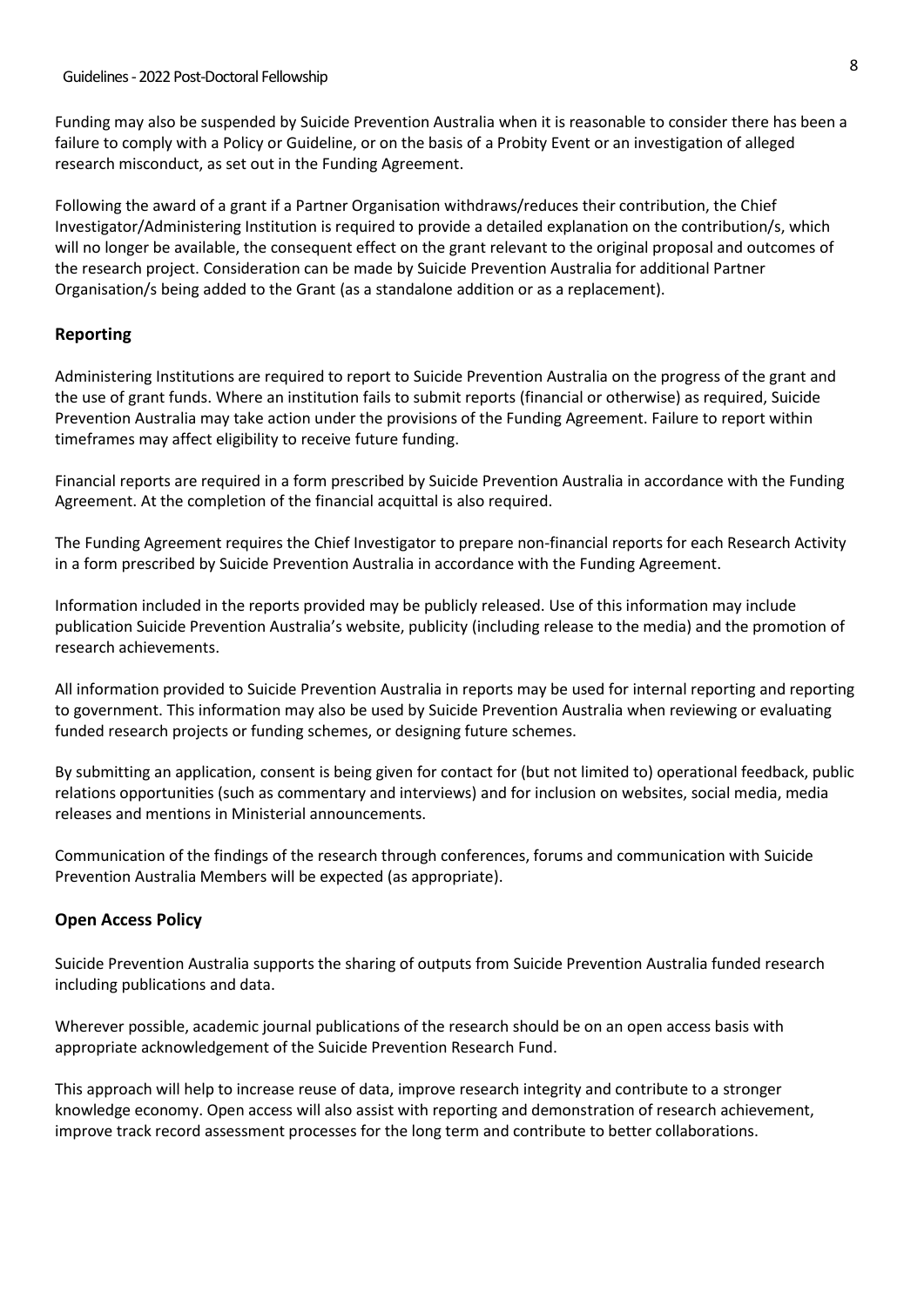Funding may also be suspended by Suicide Prevention Australia when it is reasonable to consider there has been a failure to comply with a Policy or Guideline, or on the basis of a Probity Event or an investigation of alleged research misconduct, as set out in the Funding Agreement.

Following the award of a grant if a Partner Organisation withdraws/reduces their contribution, the Chief Investigator/Administering Institution is required to provide a detailed explanation on the contribution/s, which will no longer be available, the consequent effect on the grant relevant to the original proposal and outcomes of the research project. Consideration can be made by Suicide Prevention Australia for additional Partner Organisation/s being added to the Grant (as a standalone addition or as a replacement).

## Reporting

Administering Institutions are required to report to Suicide Prevention Australia on the progress of the grant and the use of grant funds. Where an institution fails to submit reports (financial or otherwise) as required, Suicide Prevention Australia may take action under the provisions of the Funding Agreement. Failure to report within timeframes may affect eligibility to receive future funding.

Financial reports are required in a form prescribed by Suicide Prevention Australia in accordance with the Funding Agreement. At the completion of the financial acquittal is also required.

The Funding Agreement requires the Chief Investigator to prepare non-financial reports for each Research Activity in a form prescribed by Suicide Prevention Australia in accordance with the Funding Agreement.

Information included in the reports provided may be publicly released. Use of this information may include publication Suicide Prevention Australia's website, publicity (including release to the media) and the promotion of research achievements.

All information provided to Suicide Prevention Australia in reports may be used for internal reporting and reporting to government. This information may also be used by Suicide Prevention Australia when reviewing or evaluating funded research projects or funding schemes, or designing future schemes.

By submitting an application, consent is being given for contact for (but not limited to) operational feedback, public relations opportunities (such as commentary and interviews) and for inclusion on websites, social media, media releases and mentions in Ministerial announcements.

Communication of the findings of the research through conferences, forums and communication with Suicide Prevention Australia Members will be expected (as appropriate).

## Open Access Policy

Suicide Prevention Australia supports the sharing of outputs from Suicide Prevention Australia funded research including publications and data.

Wherever possible, academic journal publications of the research should be on an open access basis with appropriate acknowledgement of the Suicide Prevention Research Fund.

This approach will help to increase reuse of data, improve research integrity and contribute to a stronger knowledge economy. Open access will also assist with reporting and demonstration of research achievement, improve track record assessment processes for the long term and contribute to better collaborations.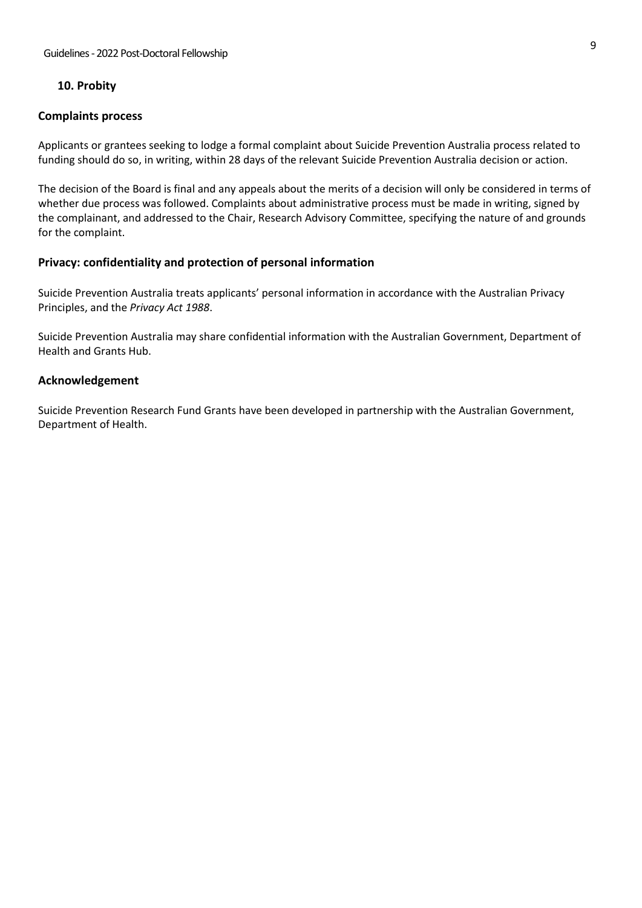## 10. Probity

### Complaints process

Applicants or grantees seeking to lodge a formal complaint about Suicide Prevention Australia process related to funding should do so, in writing, within 28 days of the relevant Suicide Prevention Australia decision or action.

The decision of the Board is final and any appeals about the merits of a decision will only be considered in terms of whether due process was followed. Complaints about administrative process must be made in writing, signed by the complainant, and addressed to the Chair, Research Advisory Committee, specifying the nature of and grounds for the complaint.

### Privacy: confidentiality and protection of personal information

Suicide Prevention Australia treats applicants' personal information in accordance with the Australian Privacy Principles, and the *Privacy Act 1988*.

Suicide Prevention Australia may share confidential information with the Australian Government, Department of Health and Grants Hub.

### Acknowledgement

Suicide Prevention Research Fund Grants have been developed in partnership with the Australian Government, Department of Health.